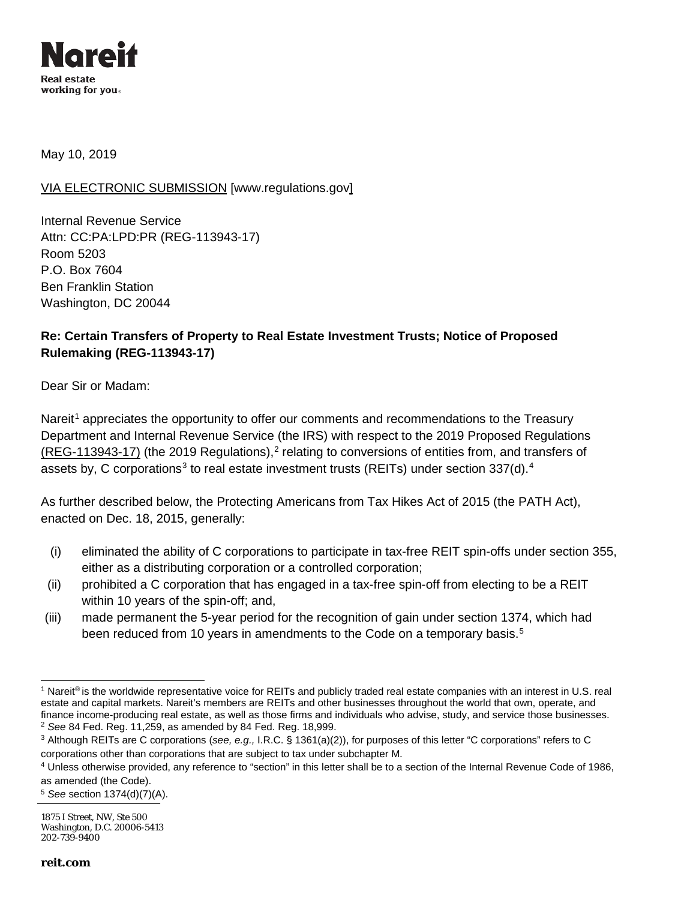**Nareit**

Real estate
working for you®

May 10, 2019

VIA ELECTRONIC SUBMISSION [www.regulations.gov]

Internal Revenue Service
Attn: CC:PA:LPD:PR (REG-113943-17)
Room 5203
P.O. Box 7604
Ben Franklin Station
Washington, DC 20044

**Re: Certain Transfers of Property to Real Estate Investment Trusts; Notice of Proposed Rulemaking (REG-113943-17)**

Dear Sir or Madam:

Nareit[1] appreciates the opportunity to offer our comments and recommendations to the Treasury Department and Internal Revenue Service (the IRS) with respect to the 2019 Proposed Regulations (REG-113943-17) (the 2019 Regulations),[2] relating to conversions of entities from, and transfers of assets by, C corporations[3] to real estate investment trusts (REITs) under section 337(d).[4]

As further described below, the Protecting Americans from Tax Hikes Act of 2015 (the PATH Act), enacted on Dec. 18, 2015, generally:

(i) eliminated the ability of C corporations to participate in tax-free REIT spin-offs under section 355, either as a distributing corporation or a controlled corporation;

(ii) prohibited a C corporation that has engaged in a tax-free spin-off from electing to be a REIT within 10 years of the spin-off; and,

(iii) made permanent the 5-year period for the recognition of gain under section 1374, which had been reduced from 10 years in amendments to the Code on a temporary basis.[5]

---

[1] Nareit® is the worldwide representative voice for REITs and publicly traded real estate companies with an interest in U.S. real estate and capital markets. Nareit's members are REITs and other businesses throughout the world that own, operate, and finance income-producing real estate, as well as those firms and individuals who advise, study, and service those businesses.

[2] *See* 84 Fed. Reg. 11,259, as amended by 84 Fed. Reg. 18,999.

[3] Although REITs are C corporations (*see, e.g.,* I.R.C. § 1361(a)(2)), for purposes of this letter "C corporations" refers to C corporations other than corporations that are subject to tax under subchapter M.

[4] Unless otherwise provided, any reference to "section" in this letter shall be to a section of the Internal Revenue Code of 1986, as amended (the Code).

[5] *See* section 1374(d)(7)(A).

1875 I Street, NW, Ste 500
Washington, D.C. 20006-5413
202-739-9400

**reit.com**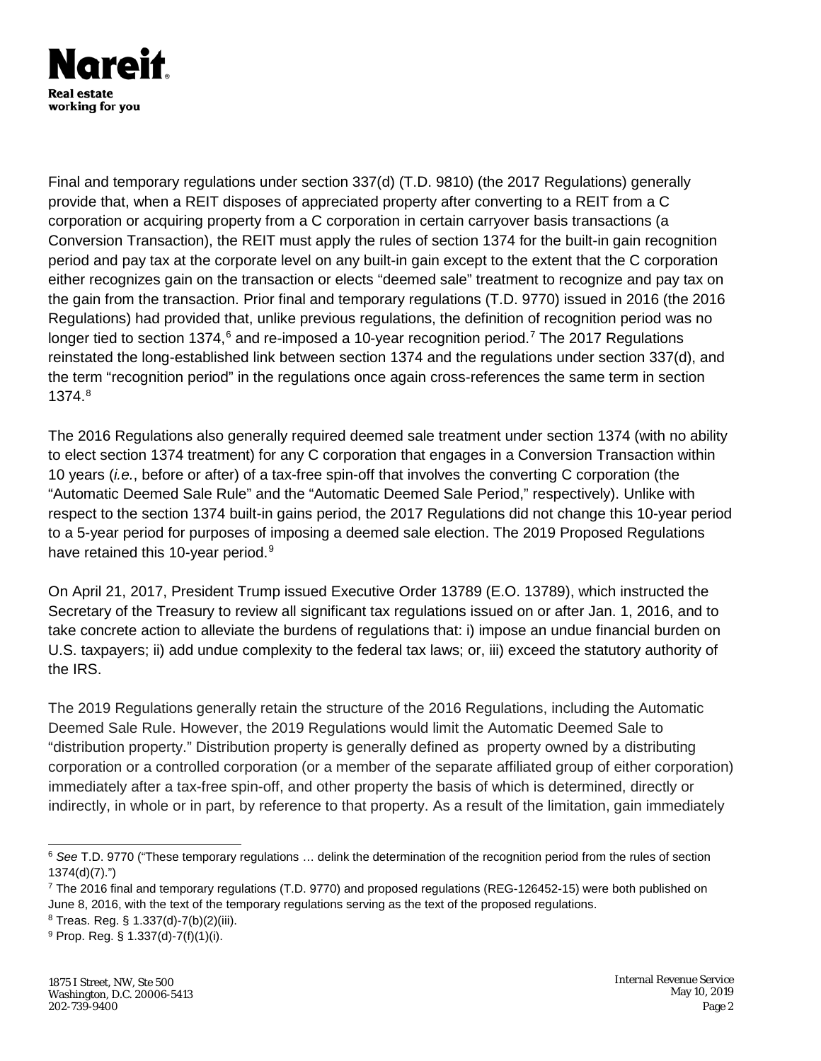Final and temporary regulations under section 337(d) (T.D. 9810) (the 2017 Regulations) generally provide that, when a REIT disposes of appreciated property after converting to a REIT from a C corporation or acquiring property from a C corporation in certain carryover basis transactions (a Conversion Transaction), the REIT must apply the rules of section 1374 for the built-in gain recognition period and pay tax at the corporate level on any built-in gain except to the extent that the C corporation either recognizes gain on the transaction or elects "deemed sale" treatment to recognize and pay tax on the gain from the transaction. Prior final and temporary regulations (T.D. 9770) issued in 2016 (the 2016 Regulations) had provided that, unlike previous regulations, the definition of recognition period was no longer tied to section 1374,[6] and re-imposed a 10-year recognition period.[7] The 2017 Regulations reinstated the long-established link between section 1374 and the regulations under section 337(d), and the term "recognition period" in the regulations once again cross-references the same term in section 1374.[8]

The 2016 Regulations also generally required deemed sale treatment under section 1374 (with no ability to elect section 1374 treatment) for any C corporation that engages in a Conversion Transaction within 10 years (*i.e.*, before or after) of a tax-free spin-off that involves the converting C corporation (the "Automatic Deemed Sale Rule" and the "Automatic Deemed Sale Period," respectively). Unlike with respect to the section 1374 built-in gains period, the 2017 Regulations did not change this 10-year period to a 5-year period for purposes of imposing a deemed sale election. The 2019 Proposed Regulations have retained this 10-year period.[9]

On April 21, 2017, President Trump issued Executive Order 13789 (E.O. 13789), which instructed the Secretary of the Treasury to review all significant tax regulations issued on or after Jan. 1, 2016, and to take concrete action to alleviate the burdens of regulations that: i) impose an undue financial burden on U.S. taxpayers; ii) add undue complexity to the federal tax laws; or, iii) exceed the statutory authority of the IRS.

The 2019 Regulations generally retain the structure of the 2016 Regulations, including the Automatic Deemed Sale Rule. However, the 2019 Regulations would limit the Automatic Deemed Sale to "distribution property." Distribution property is generally defined as property owned by a distributing corporation or a controlled corporation (or a member of the separate affiliated group of either corporation) immediately after a tax-free spin-off, and other property the basis of which is determined, directly or indirectly, in whole or in part, by reference to that property. As a result of the limitation, gain immediately

---

[6] *See* T.D. 9770 ("These temporary regulations … delink the determination of the recognition period from the rules of section 1374(d)(7).")

[7] The 2016 final and temporary regulations (T.D. 9770) and proposed regulations (REG-126452-15) were both published on June 8, 2016, with the text of the temporary regulations serving as the text of the proposed regulations.

[8] Treas. Reg. § 1.337(d)-7(b)(2)(iii).

[9] Prop. Reg. § 1.337(d)-7(f)(1)(i).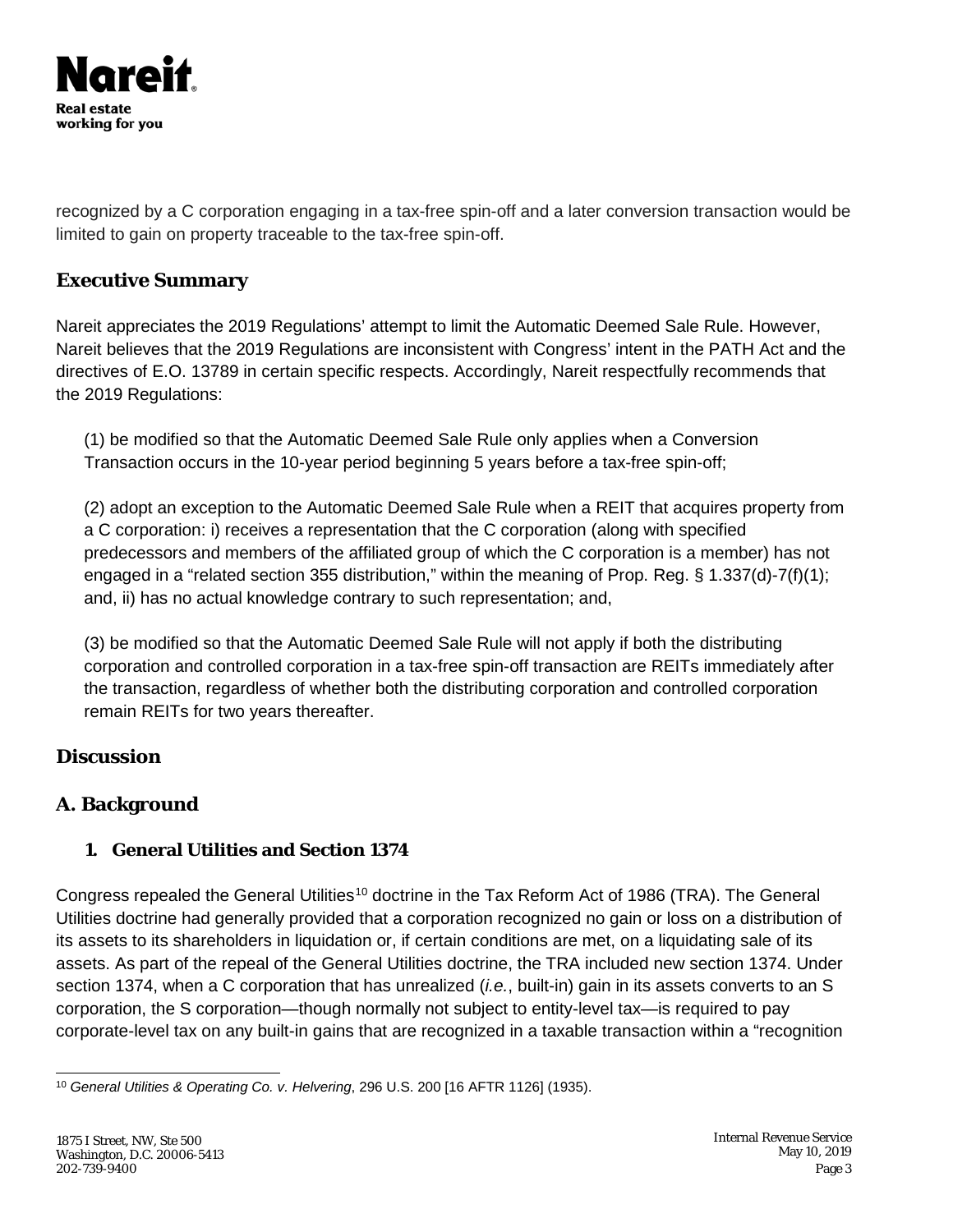recognized by a C corporation engaging in a tax-free spin-off and a later conversion transaction would be limited to gain on property traceable to the tax-free spin-off.

## Executive Summary

Nareit appreciates the 2019 Regulations' attempt to limit the Automatic Deemed Sale Rule. However, Nareit believes that the 2019 Regulations are inconsistent with Congress' intent in the PATH Act and the directives of E.O. 13789 in certain specific respects. Accordingly, Nareit respectfully recommends that the 2019 Regulations:

(1) be modified so that the Automatic Deemed Sale Rule only applies when a Conversion Transaction occurs in the 10-year period beginning 5 years before a tax-free spin-off;

(2) adopt an exception to the Automatic Deemed Sale Rule when a REIT that acquires property from a C corporation: i) receives a representation that the C corporation (along with specified predecessors and members of the affiliated group of which the C corporation is a member) has not engaged in a "related section 355 distribution," within the meaning of Prop. Reg. § 1.337(d)-7(f)(1); and, ii) has no actual knowledge contrary to such representation; and,

(3) be modified so that the Automatic Deemed Sale Rule will not apply if both the distributing corporation and controlled corporation in a tax-free spin-off transaction are REITs immediately after the transaction, regardless of whether both the distributing corporation and controlled corporation remain REITs for two years thereafter.

## Discussion

## A. Background

### 1. General Utilities and Section 1374

Congress repealed the General Utilities[10] doctrine in the Tax Reform Act of 1986 (TRA). The General Utilities doctrine had generally provided that a corporation recognized no gain or loss on a distribution of its assets to its shareholders in liquidation or, if certain conditions are met, on a liquidating sale of its assets. As part of the repeal of the General Utilities doctrine, the TRA included new section 1374. Under section 1374, when a C corporation that has unrealized (*i.e.*, built-in) gain in its assets converts to an S corporation, the S corporation—though normally not subject to entity-level tax—is required to pay corporate-level tax on any built-in gains that are recognized in a taxable transaction within a "recognition

[10] *General Utilities & Operating Co. v. Helvering*, 296 U.S. 200 [16 AFTR 1126] (1935).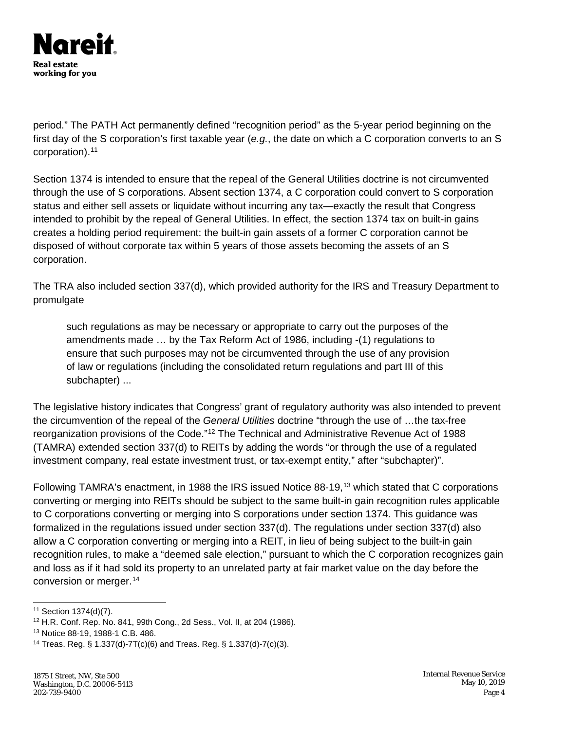period." The PATH Act permanently defined "recognition period" as the 5-year period beginning on the first day of the S corporation's first taxable year (*e.g.*, the date on which a C corporation converts to an S corporation).[11]

Section 1374 is intended to ensure that the repeal of the General Utilities doctrine is not circumvented through the use of S corporations. Absent section 1374, a C corporation could convert to S corporation status and either sell assets or liquidate without incurring any tax—exactly the result that Congress intended to prohibit by the repeal of General Utilities. In effect, the section 1374 tax on built-in gains creates a holding period requirement: the built-in gain assets of a former C corporation cannot be disposed of without corporate tax within 5 years of those assets becoming the assets of an S corporation.

The TRA also included section 337(d), which provided authority for the IRS and Treasury Department to promulgate

> such regulations as may be necessary or appropriate to carry out the purposes of the amendments made … by the Tax Reform Act of 1986, including -(1) regulations to ensure that such purposes may not be circumvented through the use of any provision of law or regulations (including the consolidated return regulations and part III of this subchapter) ...

The legislative history indicates that Congress' grant of regulatory authority was also intended to prevent the circumvention of the repeal of the *General Utilities* doctrine "through the use of …the tax-free reorganization provisions of the Code."[12] The Technical and Administrative Revenue Act of 1988 (TAMRA) extended section 337(d) to REITs by adding the words "or through the use of a regulated investment company, real estate investment trust, or tax-exempt entity," after "subchapter)".

Following TAMRA's enactment, in 1988 the IRS issued Notice 88-19,[13] which stated that C corporations converting or merging into REITs should be subject to the same built-in gain recognition rules applicable to C corporations converting or merging into S corporations under section 1374. This guidance was formalized in the regulations issued under section 337(d). The regulations under section 337(d) also allow a C corporation converting or merging into a REIT, in lieu of being subject to the built-in gain recognition rules, to make a "deemed sale election," pursuant to which the C corporation recognizes gain and loss as if it had sold its property to an unrelated party at fair market value on the day before the conversion or merger.[14]

---

[11] Section 1374(d)(7).

[12] H.R. Conf. Rep. No. 841, 99th Cong., 2d Sess., Vol. II, at 204 (1986).

[13] Notice 88-19, 1988-1 C.B. 486.

[14] Treas. Reg. § 1.337(d)-7T(c)(6) and Treas. Reg. § 1.337(d)-7(c)(3).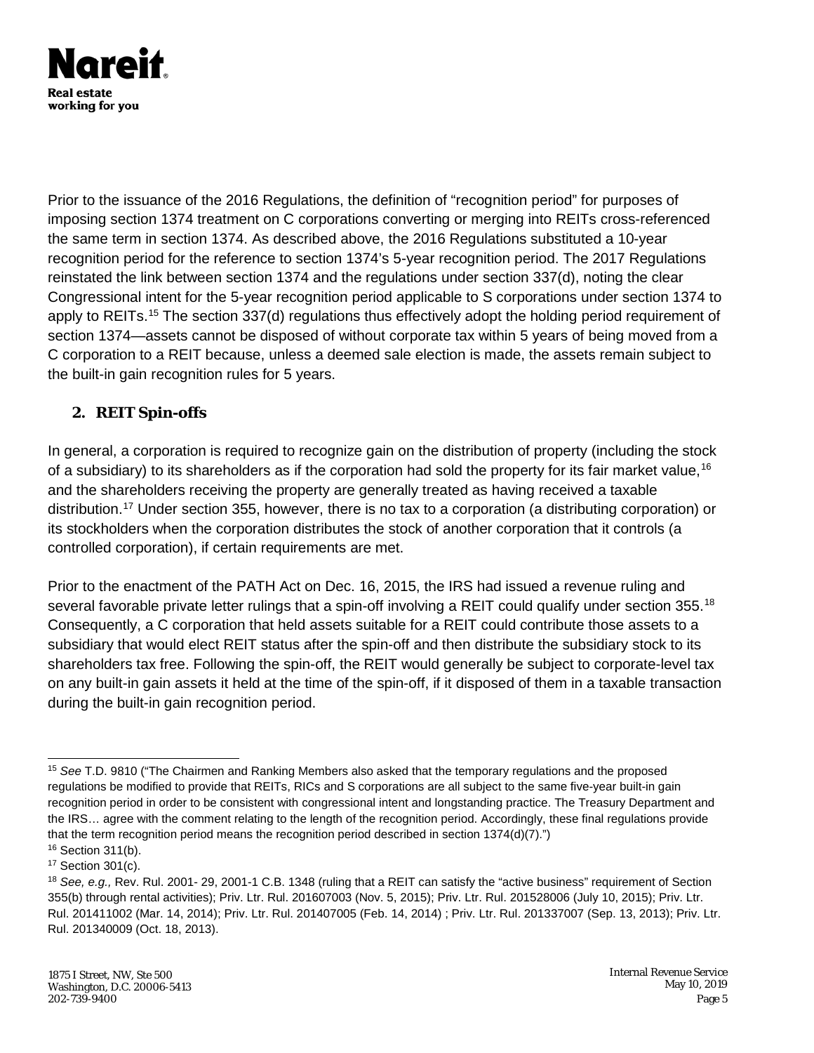Prior to the issuance of the 2016 Regulations, the definition of "recognition period" for purposes of imposing section 1374 treatment on C corporations converting or merging into REITs cross-referenced the same term in section 1374. As described above, the 2016 Regulations substituted a 10-year recognition period for the reference to section 1374's 5-year recognition period. The 2017 Regulations reinstated the link between section 1374 and the regulations under section 337(d), noting the clear Congressional intent for the 5-year recognition period applicable to S corporations under section 1374 to apply to REITs.[15] The section 337(d) regulations thus effectively adopt the holding period requirement of section 1374—assets cannot be disposed of without corporate tax within 5 years of being moved from a C corporation to a REIT because, unless a deemed sale election is made, the assets remain subject to the built-in gain recognition rules for 5 years.

## 2. REIT Spin-offs

In general, a corporation is required to recognize gain on the distribution of property (including the stock of a subsidiary) to its shareholders as if the corporation had sold the property for its fair market value,[16] and the shareholders receiving the property are generally treated as having received a taxable distribution.[17] Under section 355, however, there is no tax to a corporation (a distributing corporation) or its stockholders when the corporation distributes the stock of another corporation that it controls (a controlled corporation), if certain requirements are met.

Prior to the enactment of the PATH Act on Dec. 16, 2015, the IRS had issued a revenue ruling and several favorable private letter rulings that a spin-off involving a REIT could qualify under section 355.[18] Consequently, a C corporation that held assets suitable for a REIT could contribute those assets to a subsidiary that would elect REIT status after the spin-off and then distribute the subsidiary stock to its shareholders tax free. Following the spin-off, the REIT would generally be subject to corporate-level tax on any built-in gain assets it held at the time of the spin-off, if it disposed of them in a taxable transaction during the built-in gain recognition period.

---

[15] *See* T.D. 9810 ("The Chairmen and Ranking Members also asked that the temporary regulations and the proposed regulations be modified to provide that REITs, RICs and S corporations are all subject to the same five-year built-in gain recognition period in order to be consistent with congressional intent and longstanding practice. The Treasury Department and the IRS… agree with the comment relating to the length of the recognition period. Accordingly, these final regulations provide that the term recognition period means the recognition period described in section 1374(d)(7).")

[16] Section 311(b).

[17] Section 301(c).

[18] *See, e.g.,* Rev. Rul. 2001- 29, 2001-1 C.B. 1348 (ruling that a REIT can satisfy the "active business" requirement of Section 355(b) through rental activities); Priv. Ltr. Rul. 201607003 (Nov. 5, 2015); Priv. Ltr. Rul. 201528006 (July 10, 2015); Priv. Ltr. Rul. 201411002 (Mar. 14, 2014); Priv. Ltr. Rul. 201407005 (Feb. 14, 2014) ; Priv. Ltr. Rul. 201337007 (Sep. 13, 2013); Priv. Ltr. Rul. 201340009 (Oct. 18, 2013).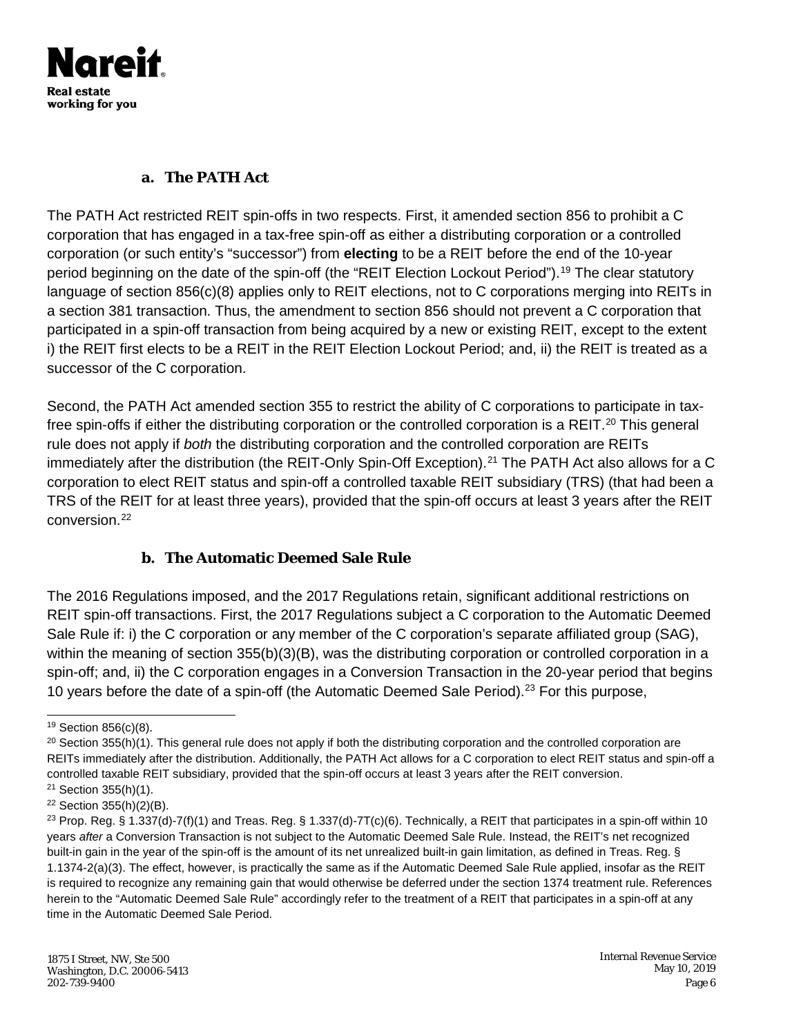### a. The PATH Act

The PATH Act restricted REIT spin-offs in two respects. First, it amended section 856 to prohibit a C corporation that has engaged in a tax-free spin-off as either a distributing corporation or a controlled corporation (or such entity's "successor") from **electing** to be a REIT before the end of the 10-year period beginning on the date of the spin-off (the "REIT Election Lockout Period").[19] The clear statutory language of section 856(c)(8) applies only to REIT elections, not to C corporations merging into REITs in a section 381 transaction. Thus, the amendment to section 856 should not prevent a C corporation that participated in a spin-off transaction from being acquired by a new or existing REIT, except to the extent i) the REIT first elects to be a REIT in the REIT Election Lockout Period; and, ii) the REIT is treated as a successor of the C corporation.

Second, the PATH Act amended section 355 to restrict the ability of C corporations to participate in tax-free spin-offs if either the distributing corporation or the controlled corporation is a REIT.[20] This general rule does not apply if *both* the distributing corporation and the controlled corporation are REITs immediately after the distribution (the REIT-Only Spin-Off Exception).[21] The PATH Act also allows for a C corporation to elect REIT status and spin-off a controlled taxable REIT subsidiary (TRS) (that had been a TRS of the REIT for at least three years), provided that the spin-off occurs at least 3 years after the REIT conversion.[22]

### b. The Automatic Deemed Sale Rule

The 2016 Regulations imposed, and the 2017 Regulations retain, significant additional restrictions on REIT spin-off transactions. First, the 2017 Regulations subject a C corporation to the Automatic Deemed Sale Rule if: i) the C corporation or any member of the C corporation's separate affiliated group (SAG), within the meaning of section 355(b)(3)(B), was the distributing corporation or controlled corporation in a spin-off; and, ii) the C corporation engages in a Conversion Transaction in the 20-year period that begins 10 years before the date of a spin-off (the Automatic Deemed Sale Period).[23] For this purpose,

---

[19] Section 856(c)(8).

[20] Section 355(h)(1). This general rule does not apply if both the distributing corporation and the controlled corporation are REITs immediately after the distribution. Additionally, the PATH Act allows for a C corporation to elect REIT status and spin-off a controlled taxable REIT subsidiary, provided that the spin-off occurs at least 3 years after the REIT conversion.

[21] Section 355(h)(1).

[22] Section 355(h)(2)(B).

[23] Prop. Reg. § 1.337(d)-7(f)(1) and Treas. Reg. § 1.337(d)-7T(c)(6). Technically, a REIT that participates in a spin-off within 10 years *after* a Conversion Transaction is not subject to the Automatic Deemed Sale Rule. Instead, the REIT's net recognized built-in gain in the year of the spin-off is the amount of its net unrealized built-in gain limitation, as defined in Treas. Reg. § 1.1374-2(a)(3). The effect, however, is practically the same as if the Automatic Deemed Sale Rule applied, insofar as the REIT is required to recognize any remaining gain that would otherwise be deferred under the section 1374 treatment rule. References herein to the "Automatic Deemed Sale Rule" accordingly refer to the treatment of a REIT that participates in a spin-off at any time in the Automatic Deemed Sale Period.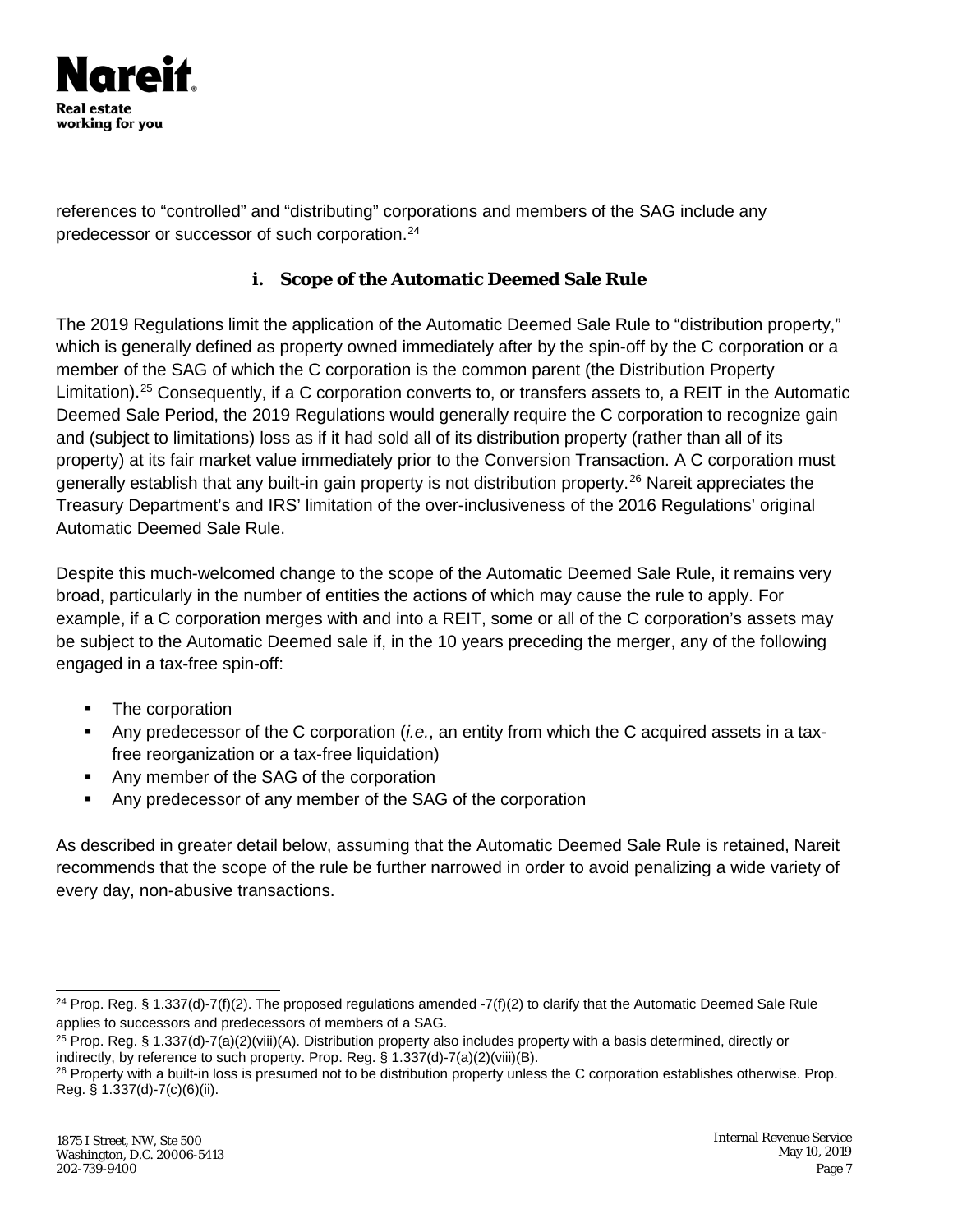references to "controlled" and "distributing" corporations and members of the SAG include any predecessor or successor of such corporation.[24]

### i. Scope of the Automatic Deemed Sale Rule

The 2019 Regulations limit the application of the Automatic Deemed Sale Rule to "distribution property," which is generally defined as property owned immediately after by the spin-off by the C corporation or a member of the SAG of which the C corporation is the common parent (the Distribution Property Limitation).[25] Consequently, if a C corporation converts to, or transfers assets to, a REIT in the Automatic Deemed Sale Period, the 2019 Regulations would generally require the C corporation to recognize gain and (subject to limitations) loss as if it had sold all of its distribution property (rather than all of its property) at its fair market value immediately prior to the Conversion Transaction. A C corporation must generally establish that any built-in gain property is not distribution property.[26] Nareit appreciates the Treasury Department's and IRS' limitation of the over-inclusiveness of the 2016 Regulations' original Automatic Deemed Sale Rule.

Despite this much-welcomed change to the scope of the Automatic Deemed Sale Rule, it remains very broad, particularly in the number of entities the actions of which may cause the rule to apply. For example, if a C corporation merges with and into a REIT, some or all of the C corporation's assets may be subject to the Automatic Deemed sale if, in the 10 years preceding the merger, any of the following engaged in a tax-free spin-off:

- The corporation
- Any predecessor of the C corporation (*i.e.*, an entity from which the C acquired assets in a tax-free reorganization or a tax-free liquidation)
- Any member of the SAG of the corporation
- Any predecessor of any member of the SAG of the corporation

As described in greater detail below, assuming that the Automatic Deemed Sale Rule is retained, Nareit recommends that the scope of the rule be further narrowed in order to avoid penalizing a wide variety of every day, non-abusive transactions.

---

[24] Prop. Reg. § 1.337(d)-7(f)(2). The proposed regulations amended -7(f)(2) to clarify that the Automatic Deemed Sale Rule applies to successors and predecessors of members of a SAG.

[25] Prop. Reg. § 1.337(d)-7(a)(2)(viii)(A). Distribution property also includes property with a basis determined, directly or indirectly, by reference to such property. Prop. Reg. § 1.337(d)-7(a)(2)(viii)(B).

[26] Property with a built-in loss is presumed not to be distribution property unless the C corporation establishes otherwise. Prop. Reg. § 1.337(d)-7(c)(6)(ii).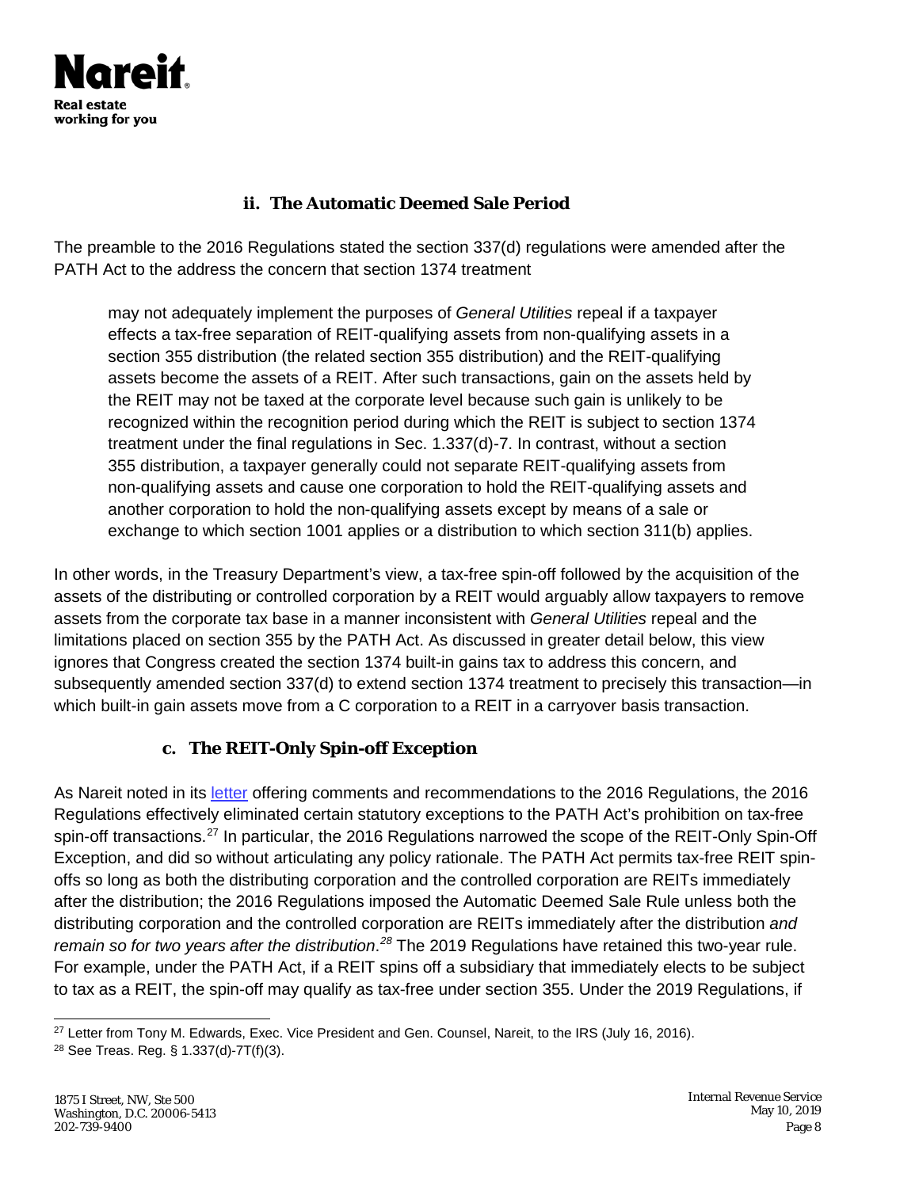### ii. The Automatic Deemed Sale Period

The preamble to the 2016 Regulations stated the section 337(d) regulations were amended after the PATH Act to the address the concern that section 1374 treatment

> may not adequately implement the purposes of *General Utilities* repeal if a taxpayer effects a tax-free separation of REIT-qualifying assets from non-qualifying assets in a section 355 distribution (the related section 355 distribution) and the REIT-qualifying assets become the assets of a REIT. After such transactions, gain on the assets held by the REIT may not be taxed at the corporate level because such gain is unlikely to be recognized within the recognition period during which the REIT is subject to section 1374 treatment under the final regulations in Sec. 1.337(d)-7. In contrast, without a section 355 distribution, a taxpayer generally could not separate REIT-qualifying assets from non-qualifying assets and cause one corporation to hold the REIT-qualifying assets and another corporation to hold the non-qualifying assets except by means of a sale or exchange to which section 1001 applies or a distribution to which section 311(b) applies.

In other words, in the Treasury Department's view, a tax-free spin-off followed by the acquisition of the assets of the distributing or controlled corporation by a REIT would arguably allow taxpayers to remove assets from the corporate tax base in a manner inconsistent with *General Utilities* repeal and the limitations placed on section 355 by the PATH Act. As discussed in greater detail below, this view ignores that Congress created the section 1374 built-in gains tax to address this concern, and subsequently amended section 337(d) to extend section 1374 treatment to precisely this transaction—in which built-in gain assets move from a C corporation to a REIT in a carryover basis transaction.

### c. The REIT-Only Spin-off Exception

As Nareit noted in its letter offering comments and recommendations to the 2016 Regulations, the 2016 Regulations effectively eliminated certain statutory exceptions to the PATH Act's prohibition on tax-free spin-off transactions.[27] In particular, the 2016 Regulations narrowed the scope of the REIT-Only Spin-Off Exception, and did so without articulating any policy rationale. The PATH Act permits tax-free REIT spin-offs so long as both the distributing corporation and the controlled corporation are REITs immediately after the distribution; the 2016 Regulations imposed the Automatic Deemed Sale Rule unless both the distributing corporation and the controlled corporation are REITs immediately after the distribution *and remain so for two years after the distribution*.[28] The 2019 Regulations have retained this two-year rule. For example, under the PATH Act, if a REIT spins off a subsidiary that immediately elects to be subject to tax as a REIT, the spin-off may qualify as tax-free under section 355. Under the 2019 Regulations, if

---

[27] Letter from Tony M. Edwards, Exec. Vice President and Gen. Counsel, Nareit, to the IRS (July 16, 2016).

[28] See Treas. Reg. § 1.337(d)-7T(f)(3).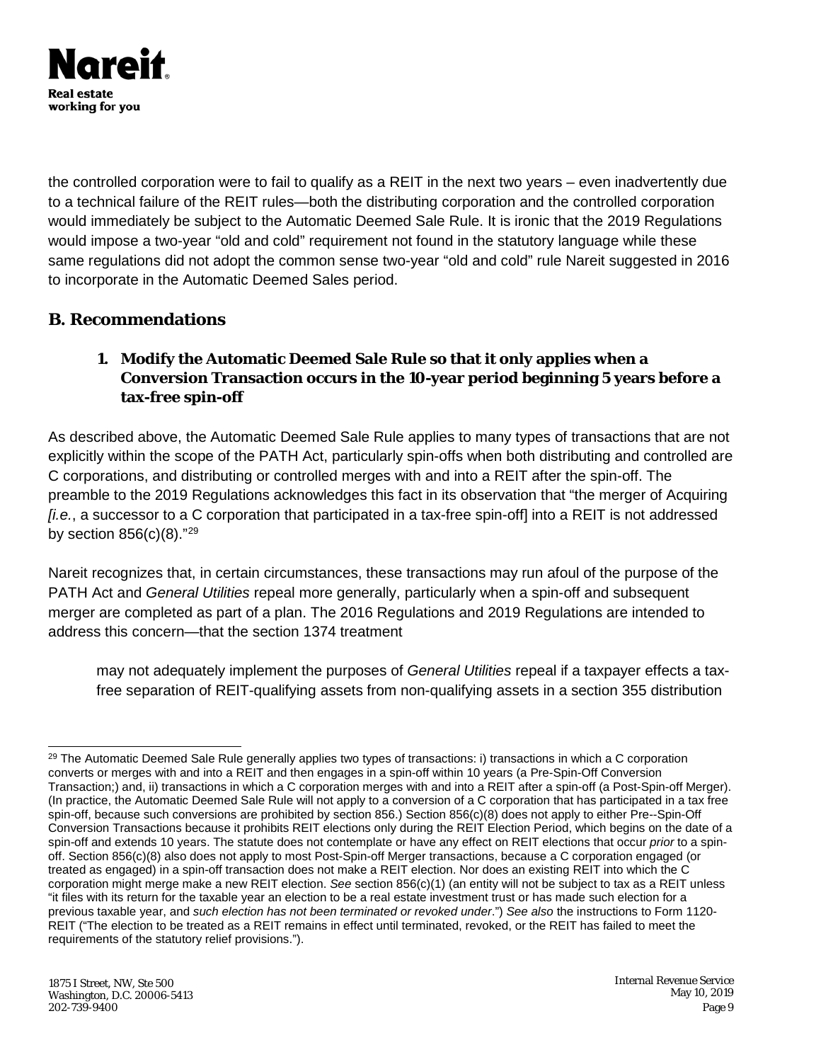the controlled corporation were to fail to qualify as a REIT in the next two years – even inadvertently due to a technical failure of the REIT rules—both the distributing corporation and the controlled corporation would immediately be subject to the Automatic Deemed Sale Rule. It is ironic that the 2019 Regulations would impose a two-year "old and cold" requirement not found in the statutory language while these same regulations did not adopt the common sense two-year "old and cold" rule Nareit suggested in 2016 to incorporate in the Automatic Deemed Sales period.

## B. Recommendations

### 1. Modify the Automatic Deemed Sale Rule so that it only applies when a Conversion Transaction occurs in the 10-year period beginning 5 years before a tax-free spin-off

As described above, the Automatic Deemed Sale Rule applies to many types of transactions that are not explicitly within the scope of the PATH Act, particularly spin-offs when both distributing and controlled are C corporations, and distributing or controlled merges with and into a REIT after the spin-off. The preamble to the 2019 Regulations acknowledges this fact in its observation that "the merger of Acquiring *[i.e.*, a successor to a C corporation that participated in a tax-free spin-off] into a REIT is not addressed by section 856(c)(8)."[29]

Nareit recognizes that, in certain circumstances, these transactions may run afoul of the purpose of the PATH Act and *General Utilities* repeal more generally, particularly when a spin-off and subsequent merger are completed as part of a plan. The 2016 Regulations and 2019 Regulations are intended to address this concern—that the section 1374 treatment

> may not adequately implement the purposes of *General Utilities* repeal if a taxpayer effects a tax-free separation of REIT-qualifying assets from non-qualifying assets in a section 355 distribution

---

[29] The Automatic Deemed Sale Rule generally applies two types of transactions: i) transactions in which a C corporation converts or merges with and into a REIT and then engages in a spin-off within 10 years (a Pre-Spin-Off Conversion Transaction;) and, ii) transactions in which a C corporation merges with and into a REIT after a spin-off (a Post-Spin-off Merger). (In practice, the Automatic Deemed Sale Rule will not apply to a conversion of a C corporation that has participated in a tax free spin-off, because such conversions are prohibited by section 856.) Section 856(c)(8) does not apply to either Pre--Spin-Off Conversion Transactions because it prohibits REIT elections only during the REIT Election Period, which begins on the date of a spin-off and extends 10 years. The statute does not contemplate or have any effect on REIT elections that occur *prior* to a spin-off. Section 856(c)(8) also does not apply to most Post-Spin-off Merger transactions, because a C corporation engaged (or treated as engaged) in a spin-off transaction does not make a REIT election. Nor does an existing REIT into which the C corporation might merge make a new REIT election. *See* section 856(c)(1) (an entity will not be subject to tax as a REIT unless "it files with its return for the taxable year an election to be a real estate investment trust or has made such election for a previous taxable year, and *such election has not been terminated or revoked under*.") *See also* the instructions to Form 1120-REIT ("The election to be treated as a REIT remains in effect until terminated, revoked, or the REIT has failed to meet the requirements of the statutory relief provisions.").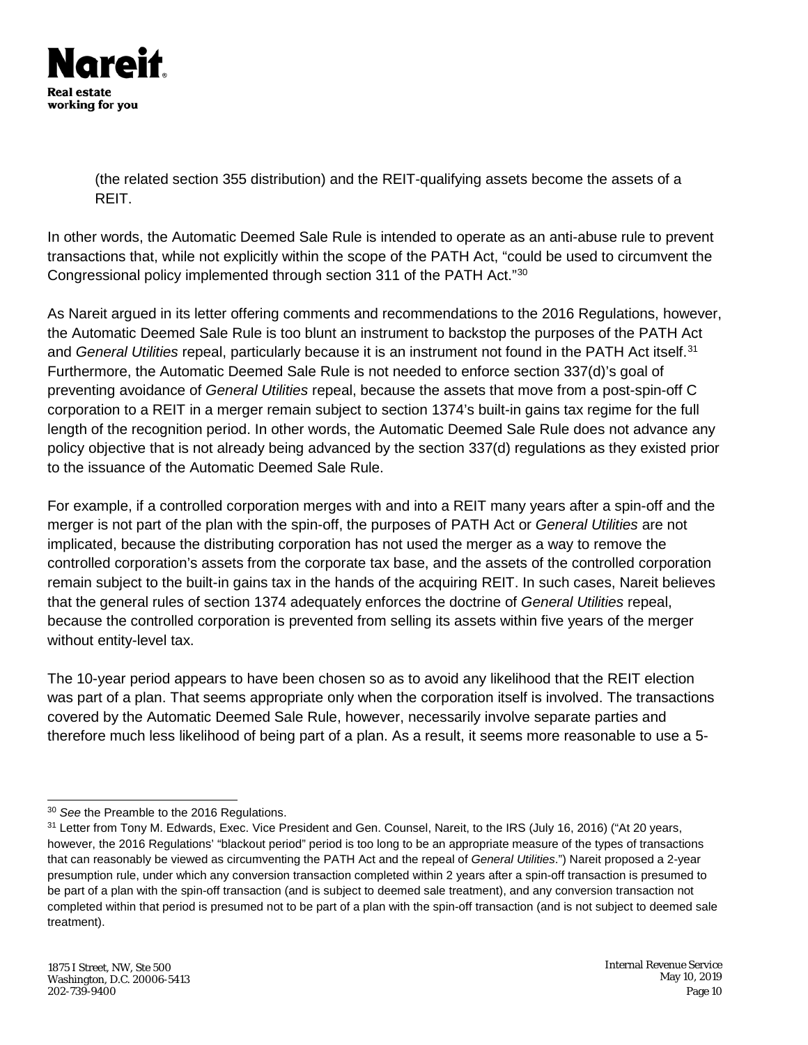(the related section 355 distribution) and the REIT-qualifying assets become the assets of a REIT.

In other words, the Automatic Deemed Sale Rule is intended to operate as an anti-abuse rule to prevent transactions that, while not explicitly within the scope of the PATH Act, "could be used to circumvent the Congressional policy implemented through section 311 of the PATH Act."[30]

As Nareit argued in its letter offering comments and recommendations to the 2016 Regulations, however, the Automatic Deemed Sale Rule is too blunt an instrument to backstop the purposes of the PATH Act and *General Utilities* repeal, particularly because it is an instrument not found in the PATH Act itself.[31] Furthermore, the Automatic Deemed Sale Rule is not needed to enforce section 337(d)'s goal of preventing avoidance of *General Utilities* repeal, because the assets that move from a post-spin-off C corporation to a REIT in a merger remain subject to section 1374's built-in gains tax regime for the full length of the recognition period. In other words, the Automatic Deemed Sale Rule does not advance any policy objective that is not already being advanced by the section 337(d) regulations as they existed prior to the issuance of the Automatic Deemed Sale Rule.

For example, if a controlled corporation merges with and into a REIT many years after a spin-off and the merger is not part of the plan with the spin-off, the purposes of PATH Act or *General Utilities* are not implicated, because the distributing corporation has not used the merger as a way to remove the controlled corporation's assets from the corporate tax base, and the assets of the controlled corporation remain subject to the built-in gains tax in the hands of the acquiring REIT. In such cases, Nareit believes that the general rules of section 1374 adequately enforces the doctrine of *General Utilities* repeal, because the controlled corporation is prevented from selling its assets within five years of the merger without entity-level tax.

The 10-year period appears to have been chosen so as to avoid any likelihood that the REIT election was part of a plan. That seems appropriate only when the corporation itself is involved. The transactions covered by the Automatic Deemed Sale Rule, however, necessarily involve separate parties and therefore much less likelihood of being part of a plan. As a result, it seems more reasonable to use a 5-

---

[30] *See* the Preamble to the 2016 Regulations.

[31] Letter from Tony M. Edwards, Exec. Vice President and Gen. Counsel, Nareit, to the IRS (July 16, 2016) ("At 20 years, however, the 2016 Regulations' "blackout period" period is too long to be an appropriate measure of the types of transactions that can reasonably be viewed as circumventing the PATH Act and the repeal of *General Utilities*.") Nareit proposed a 2-year presumption rule, under which any conversion transaction completed within 2 years after a spin-off transaction is presumed to be part of a plan with the spin-off transaction (and is subject to deemed sale treatment), and any conversion transaction not completed within that period is presumed not to be part of a plan with the spin-off transaction (and is not subject to deemed sale treatment).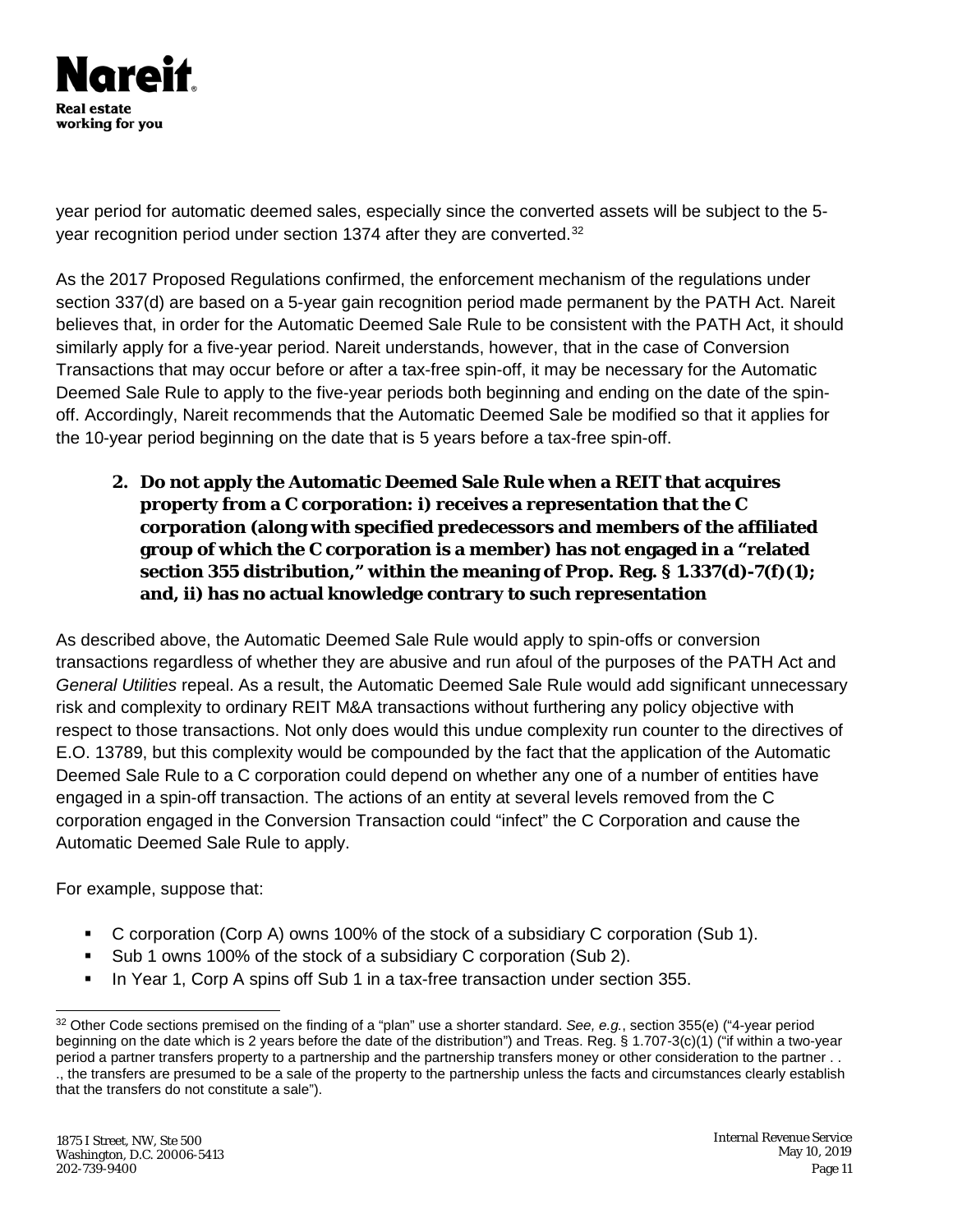year period for automatic deemed sales, especially since the converted assets will be subject to the 5-year recognition period under section 1374 after they are converted.[32]

As the 2017 Proposed Regulations confirmed, the enforcement mechanism of the regulations under section 337(d) are based on a 5-year gain recognition period made permanent by the PATH Act. Nareit believes that, in order for the Automatic Deemed Sale Rule to be consistent with the PATH Act, it should similarly apply for a five-year period. Nareit understands, however, that in the case of Conversion Transactions that may occur before or after a tax-free spin-off, it may be necessary for the Automatic Deemed Sale Rule to apply to the five-year periods both beginning and ending on the date of the spin-off. Accordingly, Nareit recommends that the Automatic Deemed Sale be modified so that it applies for the 10-year period beginning on the date that is 5 years before a tax-free spin-off.

**2. Do not apply the Automatic Deemed Sale Rule when a REIT that acquires property from a C corporation: i) receives a representation that the C corporation (along with specified predecessors and members of the affiliated group of which the C corporation is a member) has not engaged in a "related section 355 distribution," within the meaning of Prop. Reg. § 1.337(d)-7(f)(1); and, ii) has no actual knowledge contrary to such representation**

As described above, the Automatic Deemed Sale Rule would apply to spin-offs or conversion transactions regardless of whether they are abusive and run afoul of the purposes of the PATH Act and *General Utilities* repeal. As a result, the Automatic Deemed Sale Rule would add significant unnecessary risk and complexity to ordinary REIT M&A transactions without furthering any policy objective with respect to those transactions. Not only does would this undue complexity run counter to the directives of E.O. 13789, but this complexity would be compounded by the fact that the application of the Automatic Deemed Sale Rule to a C corporation could depend on whether any one of a number of entities have engaged in a spin-off transaction. The actions of an entity at several levels removed from the C corporation engaged in the Conversion Transaction could "infect" the C Corporation and cause the Automatic Deemed Sale Rule to apply.

For example, suppose that:

- C corporation (Corp A) owns 100% of the stock of a subsidiary C corporation (Sub 1).
- Sub 1 owns 100% of the stock of a subsidiary C corporation (Sub 2).
- In Year 1, Corp A spins off Sub 1 in a tax-free transaction under section 355.

[32] Other Code sections premised on the finding of a "plan" use a shorter standard. *See, e.g.*, section 355(e) ("4-year period beginning on the date which is 2 years before the date of the distribution") and Treas. Reg. § 1.707-3(c)(1) ("if within a two-year period a partner transfers property to a partnership and the partnership transfers money or other consideration to the partner . . ., the transfers are presumed to be a sale of the property to the partnership unless the facts and circumstances clearly establish that the transfers do not constitute a sale").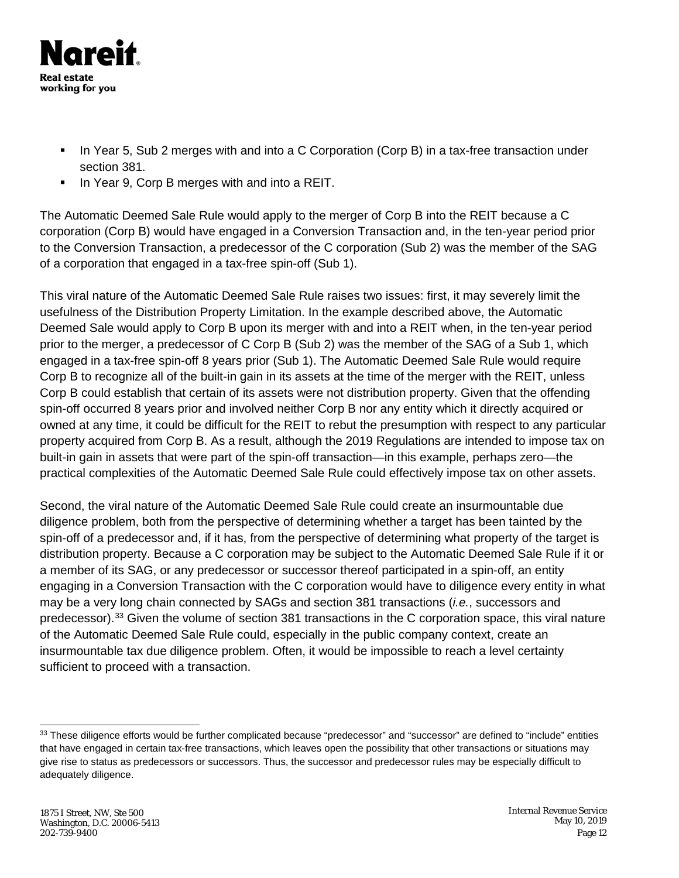- In Year 5, Sub 2 merges with and into a C Corporation (Corp B) in a tax-free transaction under section 381.
- In Year 9, Corp B merges with and into a REIT.

The Automatic Deemed Sale Rule would apply to the merger of Corp B into the REIT because a C corporation (Corp B) would have engaged in a Conversion Transaction and, in the ten-year period prior to the Conversion Transaction, a predecessor of the C corporation (Sub 2) was the member of the SAG of a corporation that engaged in a tax-free spin-off (Sub 1).

This viral nature of the Automatic Deemed Sale Rule raises two issues: first, it may severely limit the usefulness of the Distribution Property Limitation. In the example described above, the Automatic Deemed Sale would apply to Corp B upon its merger with and into a REIT when, in the ten-year period prior to the merger, a predecessor of C Corp B (Sub 2) was the member of the SAG of a Sub 1, which engaged in a tax-free spin-off 8 years prior (Sub 1). The Automatic Deemed Sale Rule would require Corp B to recognize all of the built-in gain in its assets at the time of the merger with the REIT, unless Corp B could establish that certain of its assets were not distribution property. Given that the offending spin-off occurred 8 years prior and involved neither Corp B nor any entity which it directly acquired or owned at any time, it could be difficult for the REIT to rebut the presumption with respect to any particular property acquired from Corp B. As a result, although the 2019 Regulations are intended to impose tax on built-in gain in assets that were part of the spin-off transaction—in this example, perhaps zero—the practical complexities of the Automatic Deemed Sale Rule could effectively impose tax on other assets.

Second, the viral nature of the Automatic Deemed Sale Rule could create an insurmountable due diligence problem, both from the perspective of determining whether a target has been tainted by the spin-off of a predecessor and, if it has, from the perspective of determining what property of the target is distribution property. Because a C corporation may be subject to the Automatic Deemed Sale Rule if it or a member of its SAG, or any predecessor or successor thereof participated in a spin-off, an entity engaging in a Conversion Transaction with the C corporation would have to diligence every entity in what may be a very long chain connected by SAGs and section 381 transactions (*i.e.*, successors and predecessor).[33] Given the volume of section 381 transactions in the C corporation space, this viral nature of the Automatic Deemed Sale Rule could, especially in the public company context, create an insurmountable tax due diligence problem. Often, it would be impossible to reach a level certainty sufficient to proceed with a transaction.

---

[33] These diligence efforts would be further complicated because "predecessor" and "successor" are defined to "include" entities that have engaged in certain tax-free transactions, which leaves open the possibility that other transactions or situations may give rise to status as predecessors or successors. Thus, the successor and predecessor rules may be especially difficult to adequately diligence.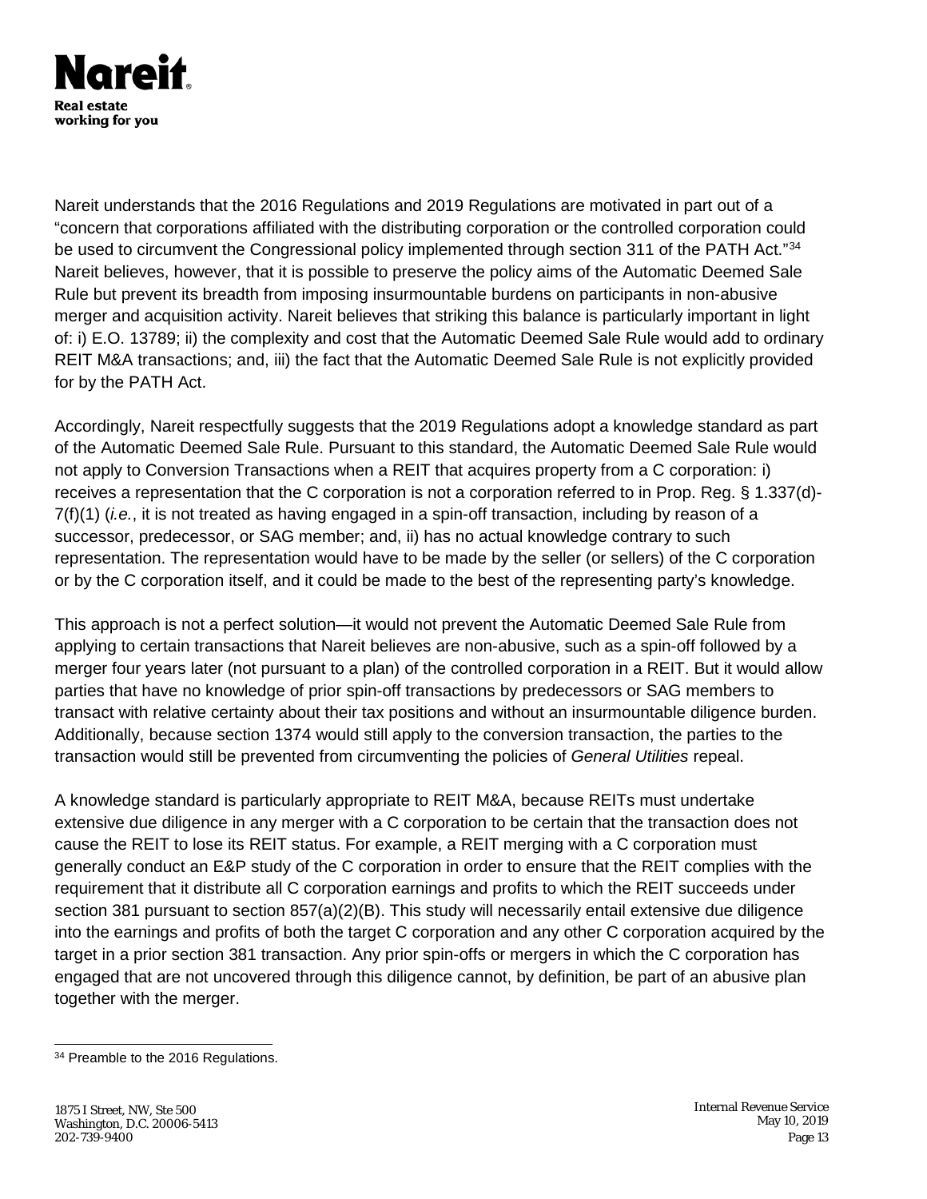Nareit understands that the 2016 Regulations and 2019 Regulations are motivated in part out of a "concern that corporations affiliated with the distributing corporation or the controlled corporation could be used to circumvent the Congressional policy implemented through section 311 of the PATH Act."[34] Nareit believes, however, that it is possible to preserve the policy aims of the Automatic Deemed Sale Rule but prevent its breadth from imposing insurmountable burdens on participants in non-abusive merger and acquisition activity. Nareit believes that striking this balance is particularly important in light of: i) E.O. 13789; ii) the complexity and cost that the Automatic Deemed Sale Rule would add to ordinary REIT M&A transactions; and, iii) the fact that the Automatic Deemed Sale Rule is not explicitly provided for by the PATH Act.

Accordingly, Nareit respectfully suggests that the 2019 Regulations adopt a knowledge standard as part of the Automatic Deemed Sale Rule. Pursuant to this standard, the Automatic Deemed Sale Rule would not apply to Conversion Transactions when a REIT that acquires property from a C corporation: i) receives a representation that the C corporation is not a corporation referred to in Prop. Reg. § 1.337(d)-7(f)(1) (*i.e.*, it is not treated as having engaged in a spin-off transaction, including by reason of a successor, predecessor, or SAG member; and, ii) has no actual knowledge contrary to such representation. The representation would have to be made by the seller (or sellers) of the C corporation or by the C corporation itself, and it could be made to the best of the representing party's knowledge.

This approach is not a perfect solution—it would not prevent the Automatic Deemed Sale Rule from applying to certain transactions that Nareit believes are non-abusive, such as a spin-off followed by a merger four years later (not pursuant to a plan) of the controlled corporation in a REIT. But it would allow parties that have no knowledge of prior spin-off transactions by predecessors or SAG members to transact with relative certainty about their tax positions and without an insurmountable diligence burden. Additionally, because section 1374 would still apply to the conversion transaction, the parties to the transaction would still be prevented from circumventing the policies of *General Utilities* repeal.

A knowledge standard is particularly appropriate to REIT M&A, because REITs must undertake extensive due diligence in any merger with a C corporation to be certain that the transaction does not cause the REIT to lose its REIT status. For example, a REIT merging with a C corporation must generally conduct an E&P study of the C corporation in order to ensure that the REIT complies with the requirement that it distribute all C corporation earnings and profits to which the REIT succeeds under section 381 pursuant to section 857(a)(2)(B). This study will necessarily entail extensive due diligence into the earnings and profits of both the target C corporation and any other C corporation acquired by the target in a prior section 381 transaction. Any prior spin-offs or mergers in which the C corporation has engaged that are not uncovered through this diligence cannot, by definition, be part of an abusive plan together with the merger.

---

[34] Preamble to the 2016 Regulations.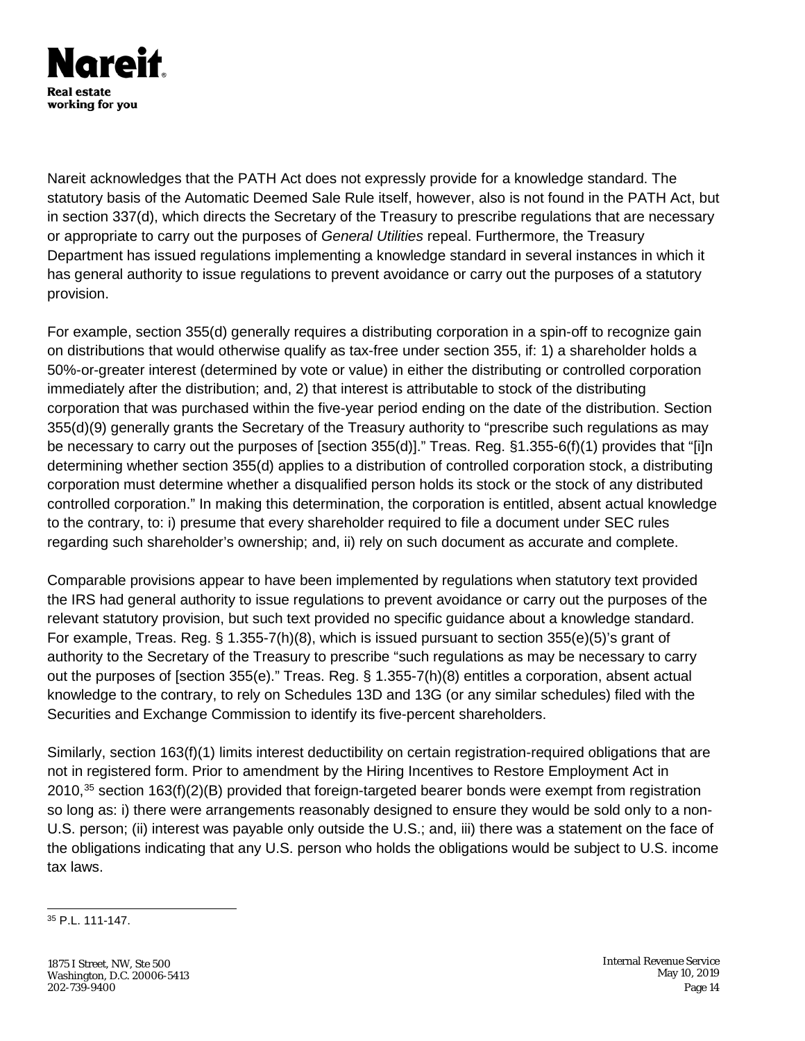Nareit acknowledges that the PATH Act does not expressly provide for a knowledge standard. The statutory basis of the Automatic Deemed Sale Rule itself, however, also is not found in the PATH Act, but in section 337(d), which directs the Secretary of the Treasury to prescribe regulations that are necessary or appropriate to carry out the purposes of *General Utilities* repeal. Furthermore, the Treasury Department has issued regulations implementing a knowledge standard in several instances in which it has general authority to issue regulations to prevent avoidance or carry out the purposes of a statutory provision.

For example, section 355(d) generally requires a distributing corporation in a spin-off to recognize gain on distributions that would otherwise qualify as tax-free under section 355, if: 1) a shareholder holds a 50%-or-greater interest (determined by vote or value) in either the distributing or controlled corporation immediately after the distribution; and, 2) that interest is attributable to stock of the distributing corporation that was purchased within the five-year period ending on the date of the distribution. Section 355(d)(9) generally grants the Secretary of the Treasury authority to "prescribe such regulations as may be necessary to carry out the purposes of [section 355(d)]." Treas. Reg. §1.355-6(f)(1) provides that "[i]n determining whether section 355(d) applies to a distribution of controlled corporation stock, a distributing corporation must determine whether a disqualified person holds its stock or the stock of any distributed controlled corporation." In making this determination, the corporation is entitled, absent actual knowledge to the contrary, to: i) presume that every shareholder required to file a document under SEC rules regarding such shareholder's ownership; and, ii) rely on such document as accurate and complete.

Comparable provisions appear to have been implemented by regulations when statutory text provided the IRS had general authority to issue regulations to prevent avoidance or carry out the purposes of the relevant statutory provision, but such text provided no specific guidance about a knowledge standard. For example, Treas. Reg. § 1.355-7(h)(8), which is issued pursuant to section 355(e)(5)'s grant of authority to the Secretary of the Treasury to prescribe "such regulations as may be necessary to carry out the purposes of [section 355(e)." Treas. Reg. § 1.355-7(h)(8) entitles a corporation, absent actual knowledge to the contrary, to rely on Schedules 13D and 13G (or any similar schedules) filed with the Securities and Exchange Commission to identify its five-percent shareholders.

Similarly, section 163(f)(1) limits interest deductibility on certain registration-required obligations that are not in registered form. Prior to amendment by the Hiring Incentives to Restore Employment Act in 2010,[35] section 163(f)(2)(B) provided that foreign-targeted bearer bonds were exempt from registration so long as: i) there were arrangements reasonably designed to ensure they would be sold only to a non-U.S. person; (ii) interest was payable only outside the U.S.; and, iii) there was a statement on the face of the obligations indicating that any U.S. person who holds the obligations would be subject to U.S. income tax laws.

[35] P.L. 111-147.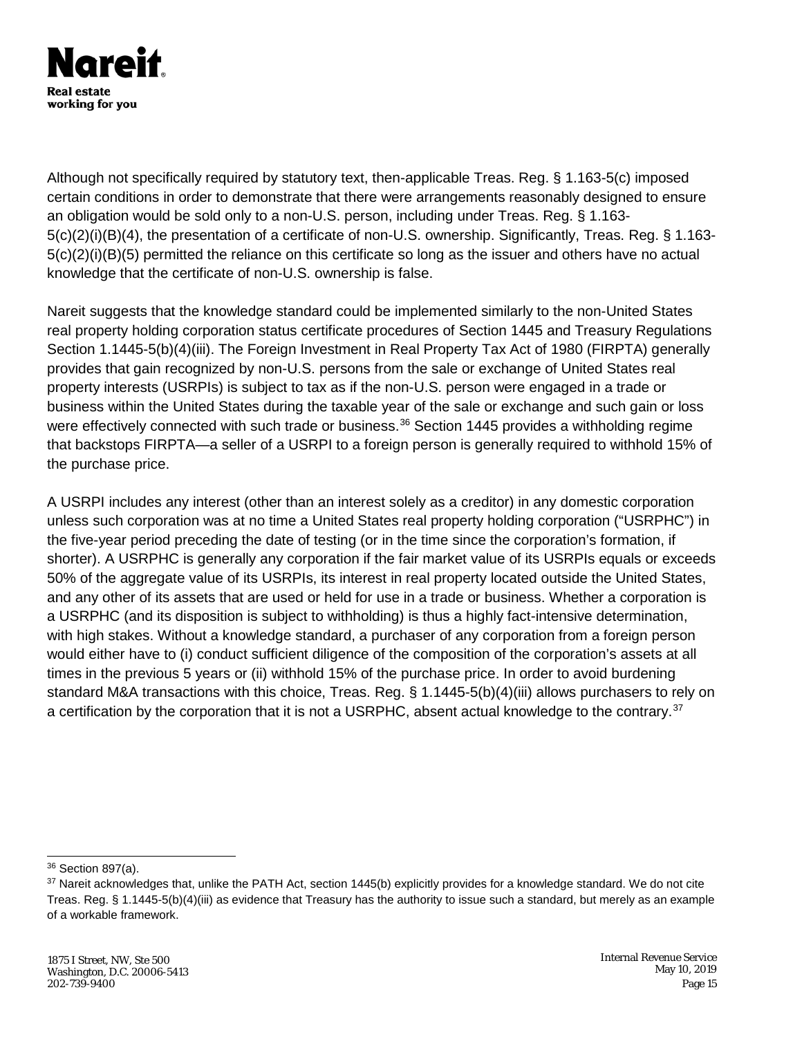Although not specifically required by statutory text, then-applicable Treas. Reg. § 1.163-5(c) imposed certain conditions in order to demonstrate that there were arrangements reasonably designed to ensure an obligation would be sold only to a non-U.S. person, including under Treas. Reg. § 1.163-5(c)(2)(i)(B)(4), the presentation of a certificate of non-U.S. ownership. Significantly, Treas. Reg. § 1.163-5(c)(2)(i)(B)(5) permitted the reliance on this certificate so long as the issuer and others have no actual knowledge that the certificate of non-U.S. ownership is false.

Nareit suggests that the knowledge standard could be implemented similarly to the non-United States real property holding corporation status certificate procedures of Section 1445 and Treasury Regulations Section 1.1445-5(b)(4)(iii). The Foreign Investment in Real Property Tax Act of 1980 (FIRPTA) generally provides that gain recognized by non-U.S. persons from the sale or exchange of United States real property interests (USRPIs) is subject to tax as if the non-U.S. person were engaged in a trade or business within the United States during the taxable year of the sale or exchange and such gain or loss were effectively connected with such trade or business.[36] Section 1445 provides a withholding regime that backstops FIRPTA—a seller of a USRPI to a foreign person is generally required to withhold 15% of the purchase price.

A USRPI includes any interest (other than an interest solely as a creditor) in any domestic corporation unless such corporation was at no time a United States real property holding corporation ("USRPHC") in the five-year period preceding the date of testing (or in the time since the corporation's formation, if shorter). A USRPHC is generally any corporation if the fair market value of its USRPIs equals or exceeds 50% of the aggregate value of its USRPIs, its interest in real property located outside the United States, and any other of its assets that are used or held for use in a trade or business. Whether a corporation is a USRPHC (and its disposition is subject to withholding) is thus a highly fact-intensive determination, with high stakes. Without a knowledge standard, a purchaser of any corporation from a foreign person would either have to (i) conduct sufficient diligence of the composition of the corporation's assets at all times in the previous 5 years or (ii) withhold 15% of the purchase price. In order to avoid burdening standard M&A transactions with this choice, Treas. Reg. § 1.1445-5(b)(4)(iii) allows purchasers to rely on a certification by the corporation that it is not a USRPHC, absent actual knowledge to the contrary.[37]

---

[36] Section 897(a).

[37] Nareit acknowledges that, unlike the PATH Act, section 1445(b) explicitly provides for a knowledge standard. We do not cite Treas. Reg. § 1.1445-5(b)(4)(iii) as evidence that Treasury has the authority to issue such a standard, but merely as an example of a workable framework.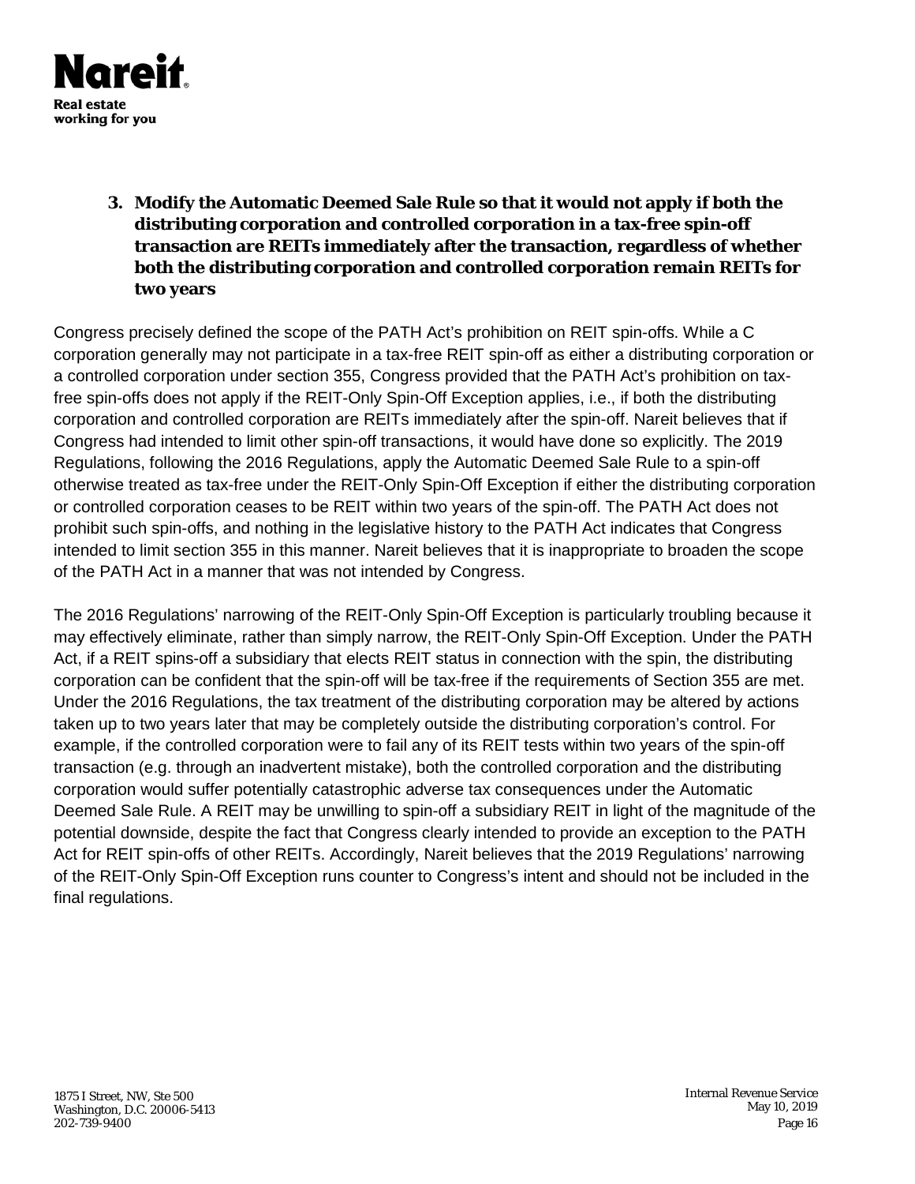3. **Modify the Automatic Deemed Sale Rule so that it would not apply if both the distributing corporation and controlled corporation in a tax-free spin-off transaction are REITs immediately after the transaction, regardless of whether both the distributing corporation and controlled corporation remain REITs for two years**

Congress precisely defined the scope of the PATH Act's prohibition on REIT spin-offs. While a C corporation generally may not participate in a tax-free REIT spin-off as either a distributing corporation or a controlled corporation under section 355, Congress provided that the PATH Act's prohibition on tax-free spin-offs does not apply if the REIT-Only Spin-Off Exception applies, i.e., if both the distributing corporation and controlled corporation are REITs immediately after the spin-off. Nareit believes that if Congress had intended to limit other spin-off transactions, it would have done so explicitly. The 2019 Regulations, following the 2016 Regulations, apply the Automatic Deemed Sale Rule to a spin-off otherwise treated as tax-free under the REIT-Only Spin-Off Exception if either the distributing corporation or controlled corporation ceases to be REIT within two years of the spin-off. The PATH Act does not prohibit such spin-offs, and nothing in the legislative history to the PATH Act indicates that Congress intended to limit section 355 in this manner. Nareit believes that it is inappropriate to broaden the scope of the PATH Act in a manner that was not intended by Congress.

The 2016 Regulations' narrowing of the REIT-Only Spin-Off Exception is particularly troubling because it may effectively eliminate, rather than simply narrow, the REIT-Only Spin-Off Exception. Under the PATH Act, if a REIT spins-off a subsidiary that elects REIT status in connection with the spin, the distributing corporation can be confident that the spin-off will be tax-free if the requirements of Section 355 are met. Under the 2016 Regulations, the tax treatment of the distributing corporation may be altered by actions taken up to two years later that may be completely outside the distributing corporation's control. For example, if the controlled corporation were to fail any of its REIT tests within two years of the spin-off transaction (e.g. through an inadvertent mistake), both the controlled corporation and the distributing corporation would suffer potentially catastrophic adverse tax consequences under the Automatic Deemed Sale Rule. A REIT may be unwilling to spin-off a subsidiary REIT in light of the magnitude of the potential downside, despite the fact that Congress clearly intended to provide an exception to the PATH Act for REIT spin-offs of other REITs. Accordingly, Nareit believes that the 2019 Regulations' narrowing of the REIT-Only Spin-Off Exception runs counter to Congress's intent and should not be included in the final regulations.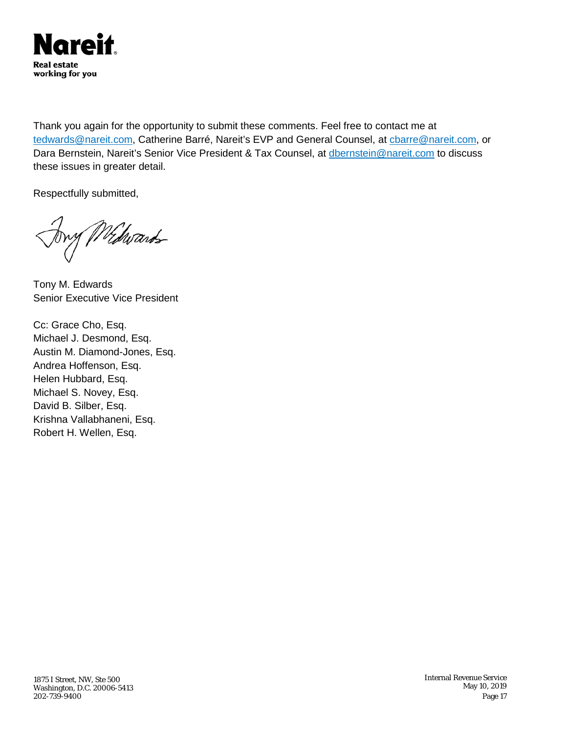Thank you again for the opportunity to submit these comments. Feel free to contact me at tedwards@nareit.com, Catherine Barré, Nareit's EVP and General Counsel, at cbarre@nareit.com, or Dara Bernstein, Nareit's Senior Vice President & Tax Counsel, at dbernstein@nareit.com to discuss these issues in greater detail.

Respectfully submitted,

Tony M. Edwards
Senior Executive Vice President

Cc: Grace Cho, Esq.
Michael J. Desmond, Esq.
Austin M. Diamond-Jones, Esq.
Andrea Hoffenson, Esq.
Helen Hubbard, Esq.
Michael S. Novey, Esq.
David B. Silber, Esq.
Krishna Vallabhaneni, Esq.
Robert H. Wellen, Esq.